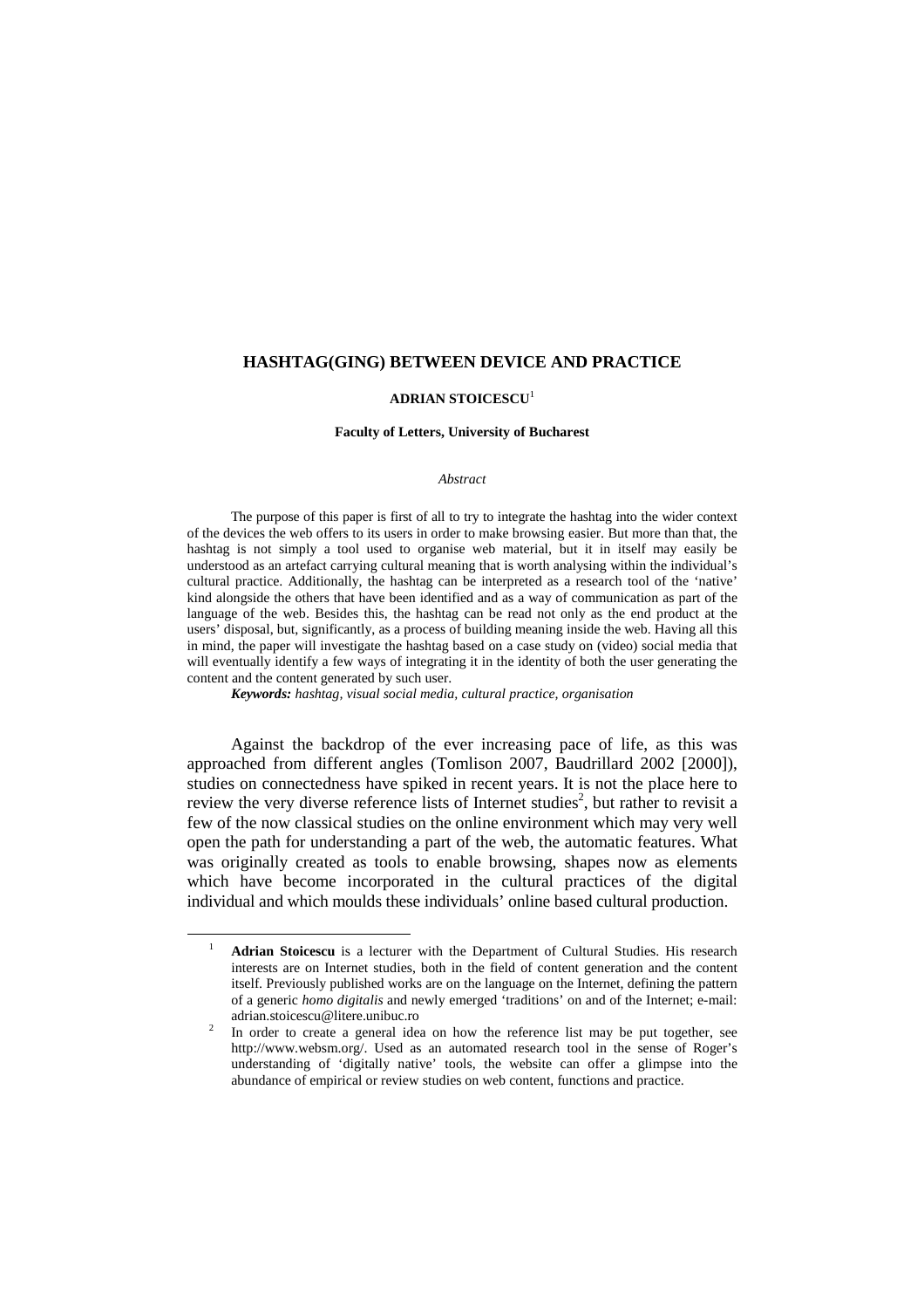# HASHTAG(GING) BETWEEN DEVICE AND PRACTICE

**ADRIAN STOICESCU**[1]

**Faculty of Letters, University of Bucharest**

*Abstract*

The purpose of this paper is first of all to try to integrate the hashtag into the wider context of the devices the web offers to its users in order to make browsing easier. But more than that, the hashtag is not simply a tool used to organise web material, but it in itself may easily be understood as an artefact carrying cultural meaning that is worth analysing within the individual's cultural practice. Additionally, the hashtag can be interpreted as a research tool of the 'native' kind alongside the others that have been identified and as a way of communication as part of the language of the web. Besides this, the hashtag can be read not only as the end product at the users' disposal, but, significantly, as a process of building meaning inside the web. Having all this in mind, the paper will investigate the hashtag based on a case study on (video) social media that will eventually identify a few ways of integrating it in the identity of both the user generating the content and the content generated by such user.

***Keywords:*** *hashtag, visual social media, cultural practice, organisation*

Against the backdrop of the ever increasing pace of life, as this was approached from different angles (Tomlison 2007, Baudrillard 2002 [2000]), studies on connectedness have spiked in recent years. It is not the place here to review the very diverse reference lists of Internet studies[2], but rather to revisit a few of the now classical studies on the online environment which may very well open the path for understanding a part of the web, the automatic features. What was originally created as tools to enable browsing, shapes now as elements which have become incorporated in the cultural practices of the digital individual and which moulds these individuals' online based cultural production.

---

[1] **Adrian Stoicescu** is a lecturer with the Department of Cultural Studies. His research interests are on Internet studies, both in the field of content generation and the content itself. Previously published works are on the language on the Internet, defining the pattern of a generic *homo digitalis* and newly emerged 'traditions' on and of the Internet; e-mail: adrian.stoicescu@litere.unibuc.ro

[2] In order to create a general idea on how the reference list may be put together, see http://www.websm.org/. Used as an automated research tool in the sense of Roger's understanding of 'digitally native' tools, the website can offer a glimpse into the abundance of empirical or review studies on web content, functions and practice.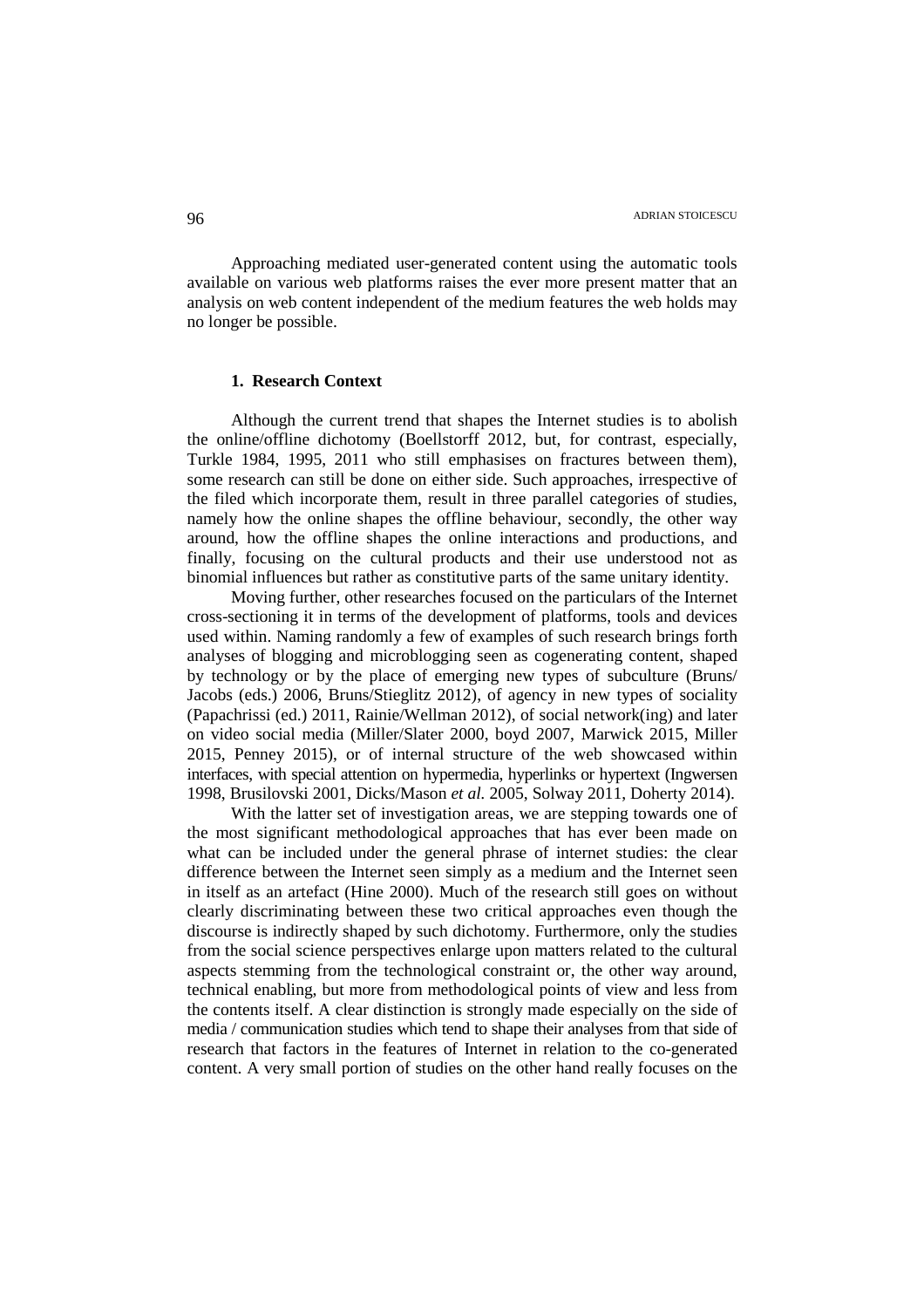Approaching mediated user-generated content using the automatic tools available on various web platforms raises the ever more present matter that an analysis on web content independent of the medium features the web holds may no longer be possible.

## 1. Research Context

Although the current trend that shapes the Internet studies is to abolish the online/offline dichotomy (Boellstorff 2012, but, for contrast, especially, Turkle 1984, 1995, 2011 who still emphasises on fractures between them), some research can still be done on either side. Such approaches, irrespective of the filed which incorporate them, result in three parallel categories of studies, namely how the online shapes the offline behaviour, secondly, the other way around, how the offline shapes the online interactions and productions, and finally, focusing on the cultural products and their use understood not as binomial influences but rather as constitutive parts of the same unitary identity.

Moving further, other researches focused on the particulars of the Internet cross-sectioning it in terms of the development of platforms, tools and devices used within. Naming randomly a few of examples of such research brings forth analyses of blogging and microblogging seen as cogenerating content, shaped by technology or by the place of emerging new types of subculture (Bruns/ Jacobs (eds.) 2006, Bruns/Stieglitz 2012), of agency in new types of sociality (Papachrissi (ed.) 2011, Rainie/Wellman 2012), of social network(ing) and later on video social media (Miller/Slater 2000, boyd 2007, Marwick 2015, Miller 2015, Penney 2015), or of internal structure of the web showcased within interfaces, with special attention on hypermedia, hyperlinks or hypertext (Ingwersen 1998, Brusilovski 2001, Dicks/Mason *et al.* 2005, Solway 2011, Doherty 2014).

With the latter set of investigation areas, we are stepping towards one of the most significant methodological approaches that has ever been made on what can be included under the general phrase of internet studies: the clear difference between the Internet seen simply as a medium and the Internet seen in itself as an artefact (Hine 2000). Much of the research still goes on without clearly discriminating between these two critical approaches even though the discourse is indirectly shaped by such dichotomy. Furthermore, only the studies from the social science perspectives enlarge upon matters related to the cultural aspects stemming from the technological constraint or, the other way around, technical enabling, but more from methodological points of view and less from the contents itself. A clear distinction is strongly made especially on the side of media / communication studies which tend to shape their analyses from that side of research that factors in the features of Internet in relation to the co-generated content. A very small portion of studies on the other hand really focuses on the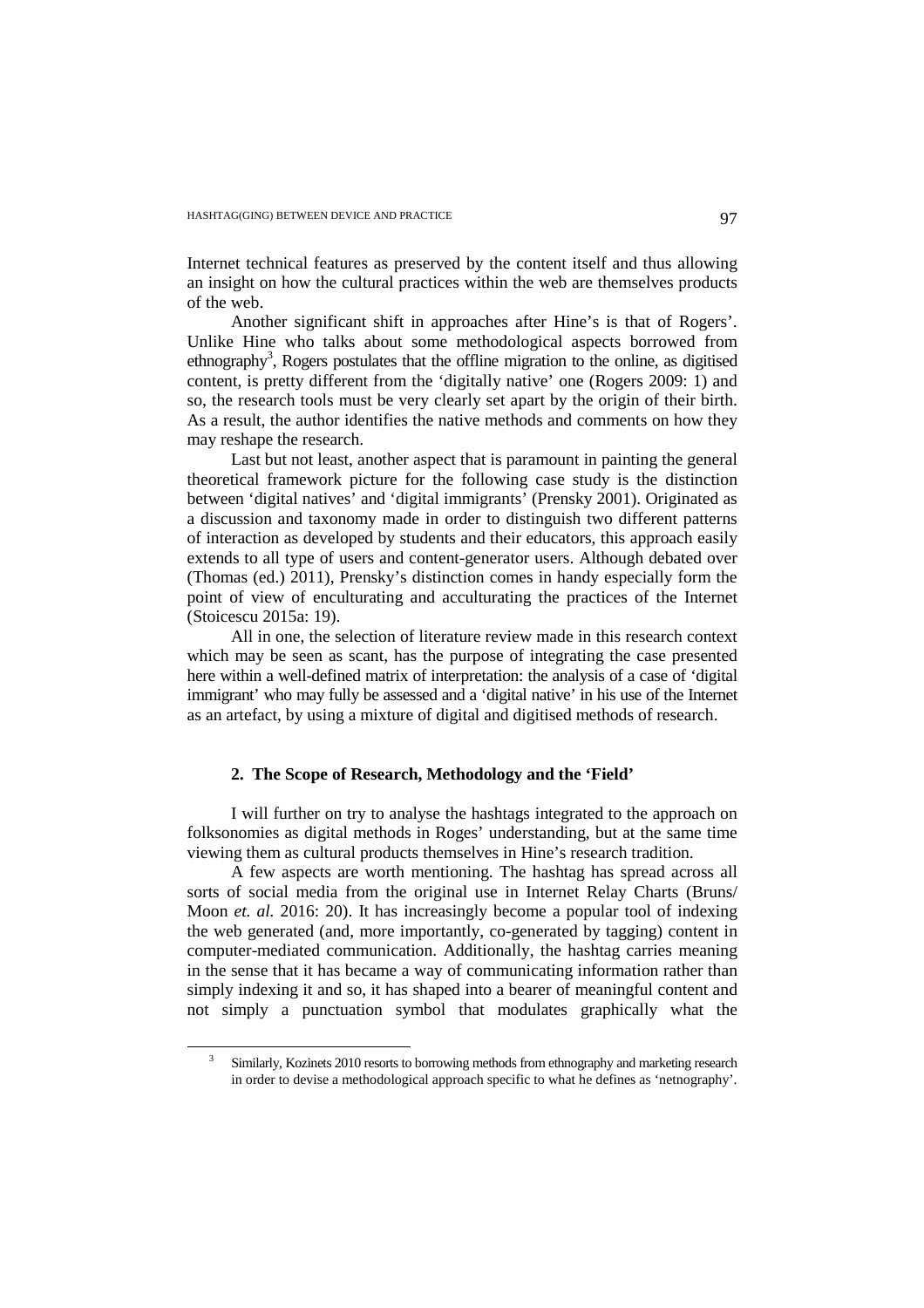Internet technical features as preserved by the content itself and thus allowing an insight on how the cultural practices within the web are themselves products of the web.

Another significant shift in approaches after Hine's is that of Rogers'. Unlike Hine who talks about some methodological aspects borrowed from ethnography[3], Rogers postulates that the offline migration to the online, as digitised content, is pretty different from the 'digitally native' one (Rogers 2009: 1) and so, the research tools must be very clearly set apart by the origin of their birth. As a result, the author identifies the native methods and comments on how they may reshape the research.

Last but not least, another aspect that is paramount in painting the general theoretical framework picture for the following case study is the distinction between 'digital natives' and 'digital immigrants' (Prensky 2001). Originated as a discussion and taxonomy made in order to distinguish two different patterns of interaction as developed by students and their educators, this approach easily extends to all type of users and content-generator users. Although debated over (Thomas (ed.) 2011), Prensky's distinction comes in handy especially form the point of view of enculturating and acculturating the practices of the Internet (Stoicescu 2015a: 19).

All in one, the selection of literature review made in this research context which may be seen as scant, has the purpose of integrating the case presented here within a well-defined matrix of interpretation: the analysis of a case of 'digital immigrant' who may fully be assessed and a 'digital native' in his use of the Internet as an artefact, by using a mixture of digital and digitised methods of research.

## 2. The Scope of Research, Methodology and the 'Field'

I will further on try to analyse the hashtags integrated to the approach on folksonomies as digital methods in Roges' understanding, but at the same time viewing them as cultural products themselves in Hine's research tradition.

A few aspects are worth mentioning. The hashtag has spread across all sorts of social media from the original use in Internet Relay Charts (Bruns/ Moon *et. al.* 2016: 20). It has increasingly become a popular tool of indexing the web generated (and, more importantly, co-generated by tagging) content in computer-mediated communication. Additionally, the hashtag carries meaning in the sense that it has became a way of communicating information rather than simply indexing it and so, it has shaped into a bearer of meaningful content and not simply a punctuation symbol that modulates graphically what the

[3] Similarly, Kozinets 2010 resorts to borrowing methods from ethnography and marketing research in order to devise a methodological approach specific to what he defines as 'netnography'.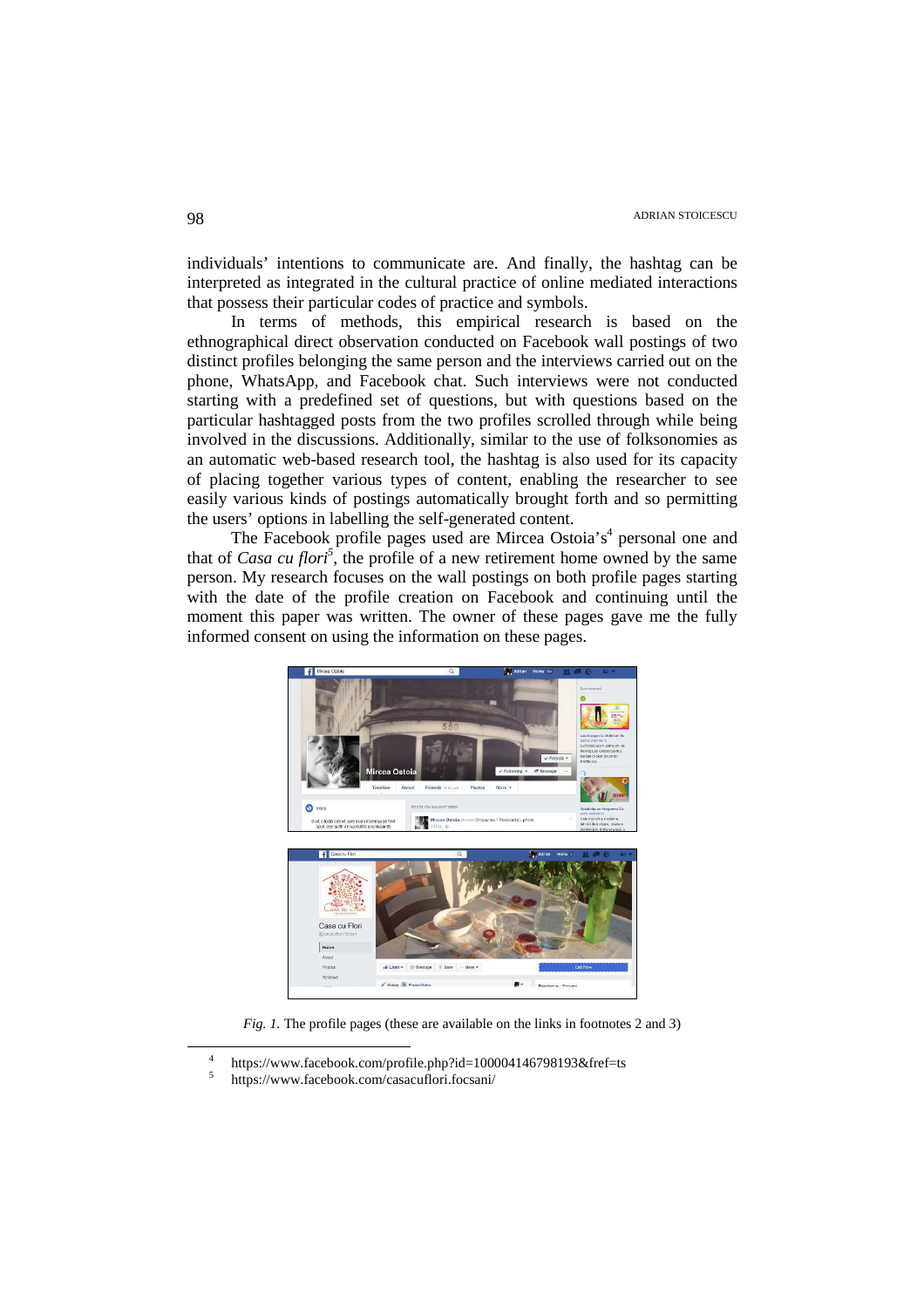individuals' intentions to communicate are. And finally, the hashtag can be interpreted as integrated in the cultural practice of online mediated interactions that possess their particular codes of practice and symbols.

In terms of methods, this empirical research is based on the ethnographical direct observation conducted on Facebook wall postings of two distinct profiles belonging the same person and the interviews carried out on the phone, WhatsApp, and Facebook chat. Such interviews were not conducted starting with a predefined set of questions, but with questions based on the particular hashtagged posts from the two profiles scrolled through while being involved in the discussions. Additionally, similar to the use of folksonomies as an automatic web-based research tool, the hashtag is also used for its capacity of placing together various types of content, enabling the researcher to see easily various kinds of postings automatically brought forth and so permitting the users' options in labelling the self-generated content.

The Facebook profile pages used are Mircea Ostoia's[4] personal one and that of *Casa cu flori*[5], the profile of a new retirement home owned by the same person. My research focuses on the wall postings on both profile pages starting with the date of the profile creation on Facebook and continuing until the moment this paper was written. The owner of these pages gave me the fully informed consent on using the information on these pages.

*Fig. 1.* The profile pages (these are available on the links in footnotes 2 and 3)

[4] https://www.facebook.com/profile.php?id=100004146798193&fref=ts

[5] https://www.facebook.com/casacuflori.focsani/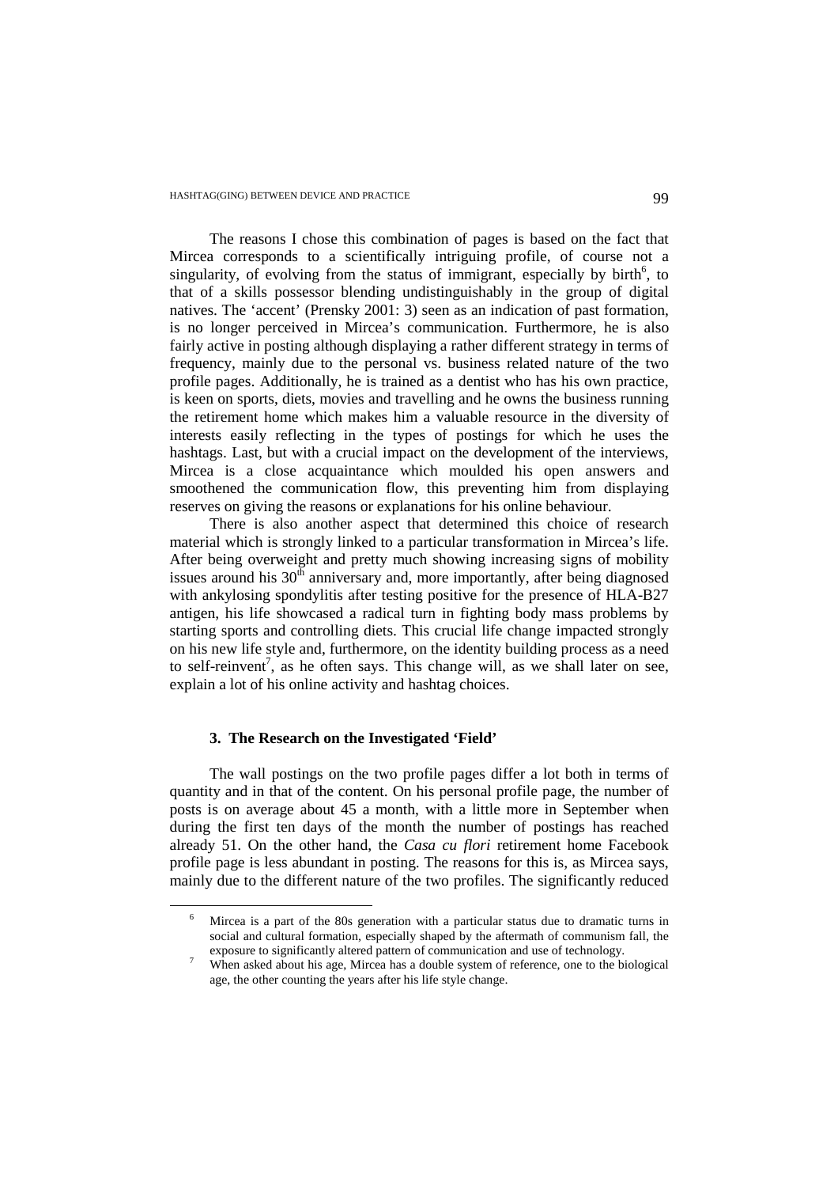The reasons I chose this combination of pages is based on the fact that Mircea corresponds to a scientifically intriguing profile, of course not a singularity, of evolving from the status of immigrant, especially by birth[6], to that of a skills possessor blending undistinguishably in the group of digital natives. The 'accent' (Prensky 2001: 3) seen as an indication of past formation, is no longer perceived in Mircea's communication. Furthermore, he is also fairly active in posting although displaying a rather different strategy in terms of frequency, mainly due to the personal vs. business related nature of the two profile pages. Additionally, he is trained as a dentist who has his own practice, is keen on sports, diets, movies and travelling and he owns the business running the retirement home which makes him a valuable resource in the diversity of interests easily reflecting in the types of postings for which he uses the hashtags. Last, but with a crucial impact on the development of the interviews, Mircea is a close acquaintance which moulded his open answers and smoothened the communication flow, this preventing him from displaying reserves on giving the reasons or explanations for his online behaviour.

There is also another aspect that determined this choice of research material which is strongly linked to a particular transformation in Mircea's life. After being overweight and pretty much showing increasing signs of mobility issues around his 30th anniversary and, more importantly, after being diagnosed with ankylosing spondylitis after testing positive for the presence of HLA-B27 antigen, his life showcased a radical turn in fighting body mass problems by starting sports and controlling diets. This crucial life change impacted strongly on his new life style and, furthermore, on the identity building process as a need to self-reinvent[7], as he often says. This change will, as we shall later on see, explain a lot of his online activity and hashtag choices.

### 3. The Research on the Investigated 'Field'

The wall postings on the two profile pages differ a lot both in terms of quantity and in that of the content. On his personal profile page, the number of posts is on average about 45 a month, with a little more in September when during the first ten days of the month the number of postings has reached already 51. On the other hand, the *Casa cu flori* retirement home Facebook profile page is less abundant in posting. The reasons for this is, as Mircea says, mainly due to the different nature of the two profiles. The significantly reduced

[6] Mircea is a part of the 80s generation with a particular status due to dramatic turns in social and cultural formation, especially shaped by the aftermath of communism fall, the exposure to significantly altered pattern of communication and use of technology.

[7] When asked about his age, Mircea has a double system of reference, one to the biological age, the other counting the years after his life style change.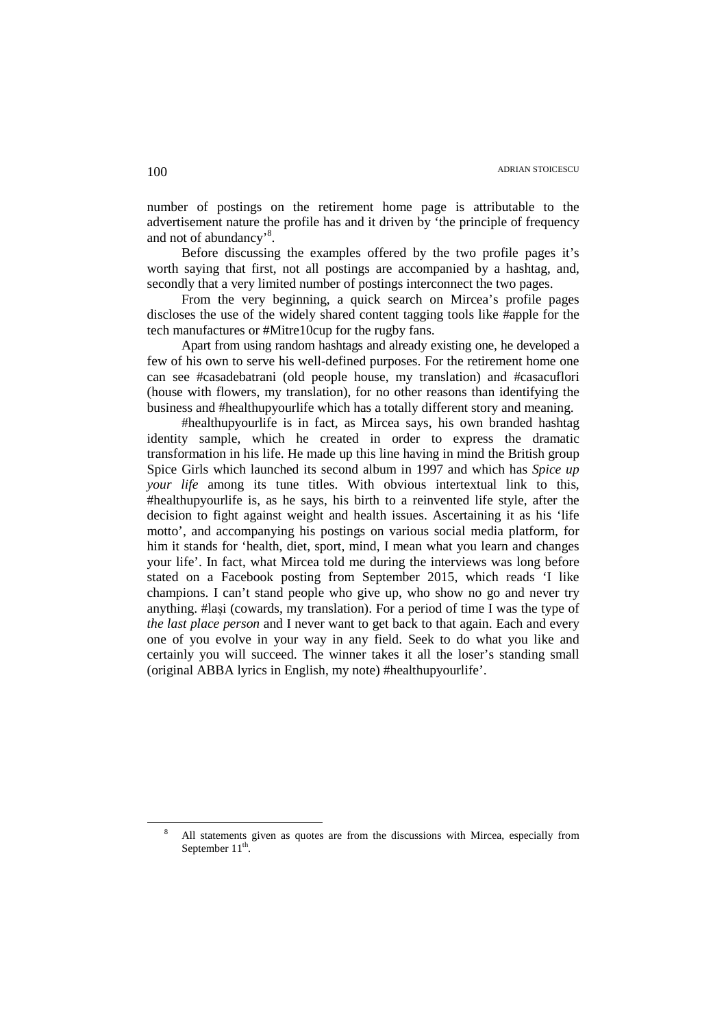number of postings on the retirement home page is attributable to the advertisement nature the profile has and it driven by 'the principle of frequency and not of abundancy'[8].

Before discussing the examples offered by the two profile pages it's worth saying that first, not all postings are accompanied by a hashtag, and, secondly that a very limited number of postings interconnect the two pages.

From the very beginning, a quick search on Mircea's profile pages discloses the use of the widely shared content tagging tools like #apple for the tech manufactures or #Mitre10cup for the rugby fans.

Apart from using random hashtags and already existing one, he developed a few of his own to serve his well-defined purposes. For the retirement home one can see #casadebatrani (old people house, my translation) and #casacuflori (house with flowers, my translation), for no other reasons than identifying the business and #healthupyourlife which has a totally different story and meaning.

#healthupyourlife is in fact, as Mircea says, his own branded hashtag identity sample, which he created in order to express the dramatic transformation in his life. He made up this line having in mind the British group Spice Girls which launched its second album in 1997 and which has *Spice up your life* among its tune titles. With obvious intertextual link to this, #healthupyourlife is, as he says, his birth to a reinvented life style, after the decision to fight against weight and health issues. Ascertaining it as his 'life motto', and accompanying his postings on various social media platform, for him it stands for 'health, diet, sport, mind, I mean what you learn and changes your life'. In fact, what Mircea told me during the interviews was long before stated on a Facebook posting from September 2015, which reads 'I like champions. I can't stand people who give up, who show no go and never try anything. #lași (cowards, my translation). For a period of time I was the type of *the last place person* and I never want to get back to that again. Each and every one of you evolve in your way in any field. Seek to do what you like and certainly you will succeed. The winner takes it all the loser's standing small (original ABBA lyrics in English, my note) #healthupyourlife'.

---

[8] All statements given as quotes are from the discussions with Mircea, especially from September 11th.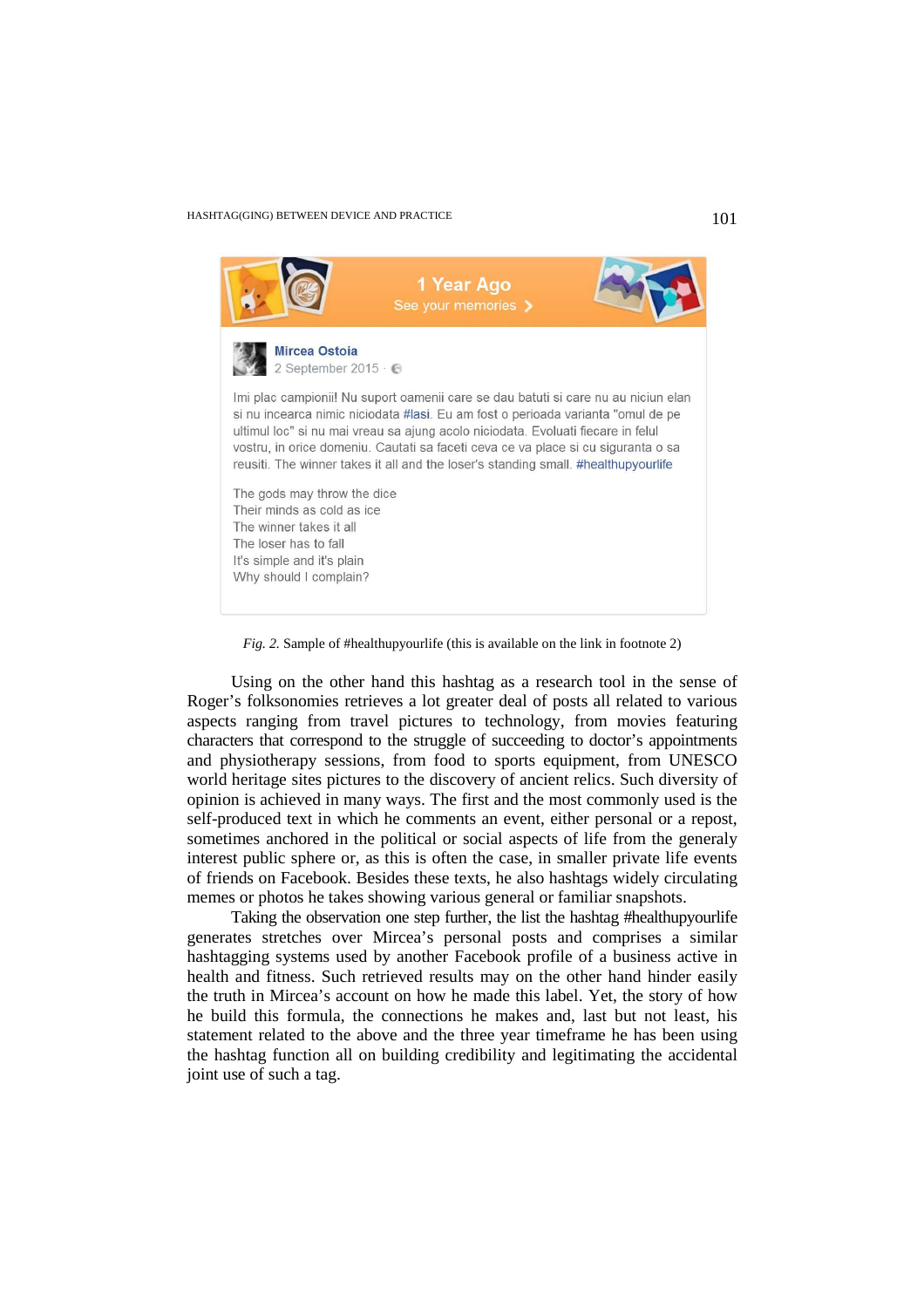*Fig. 2.* Sample of #healthupyourlife (this is available on the link in footnote 2)

Using on the other hand this hashtag as a research tool in the sense of Roger's folksonomies retrieves a lot greater deal of posts all related to various aspects ranging from travel pictures to technology, from movies featuring characters that correspond to the struggle of succeeding to doctor's appointments and physiotherapy sessions, from food to sports equipment, from UNESCO world heritage sites pictures to the discovery of ancient relics. Such diversity of opinion is achieved in many ways. The first and the most commonly used is the self-produced text in which he comments an event, either personal or a repost, sometimes anchored in the political or social aspects of life from the generaly interest public sphere or, as this is often the case, in smaller private life events of friends on Facebook. Besides these texts, he also hashtags widely circulating memes or photos he takes showing various general or familiar snapshots.

Taking the observation one step further, the list the hashtag #healthupyourlife generates stretches over Mircea's personal posts and comprises a similar hashtagging systems used by another Facebook profile of a business active in health and fitness. Such retrieved results may on the other hand hinder easily the truth in Mircea's account on how he made this label. Yet, the story of how he build this formula, the connections he makes and, last but not least, his statement related to the above and the three year timeframe he has been using the hashtag function all on building credibility and legitimating the accidental joint use of such a tag.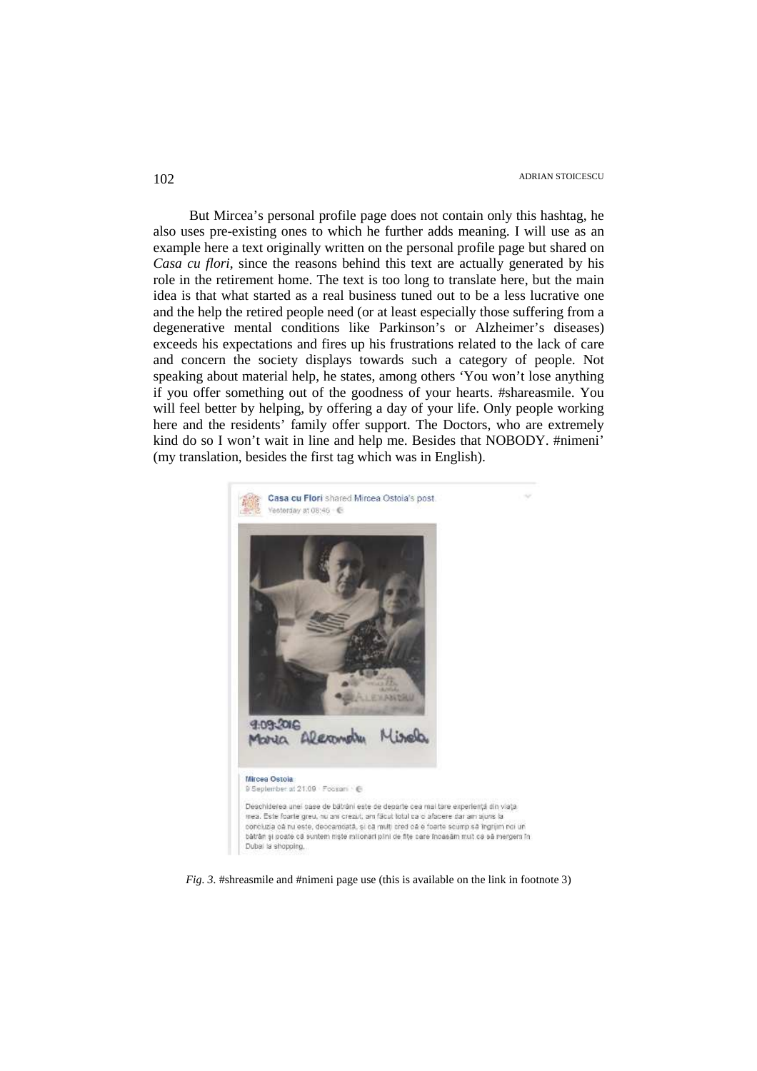But Mircea's personal profile page does not contain only this hashtag, he also uses pre-existing ones to which he further adds meaning. I will use as an example here a text originally written on the personal profile page but shared on *Casa cu flori*, since the reasons behind this text are actually generated by his role in the retirement home. The text is too long to translate here, but the main idea is that what started as a real business tuned out to be a less lucrative one and the help the retired people need (or at least especially those suffering from a degenerative mental conditions like Parkinson's or Alzheimer's diseases) exceeds his expectations and fires up his frustrations related to the lack of care and concern the society displays towards such a category of people. Not speaking about material help, he states, among others 'You won't lose anything if you offer something out of the goodness of your hearts. #shareasmile. You will feel better by helping, by offering a day of your life. Only people working here and the residents' family offer support. The Doctors, who are extremely kind do so I won't wait in line and help me. Besides that NOBODY. #nimeni' (my translation, besides the first tag which was in English).

*Fig. 3.* #shreasmile and #nimeni page use (this is available on the link in footnote 3)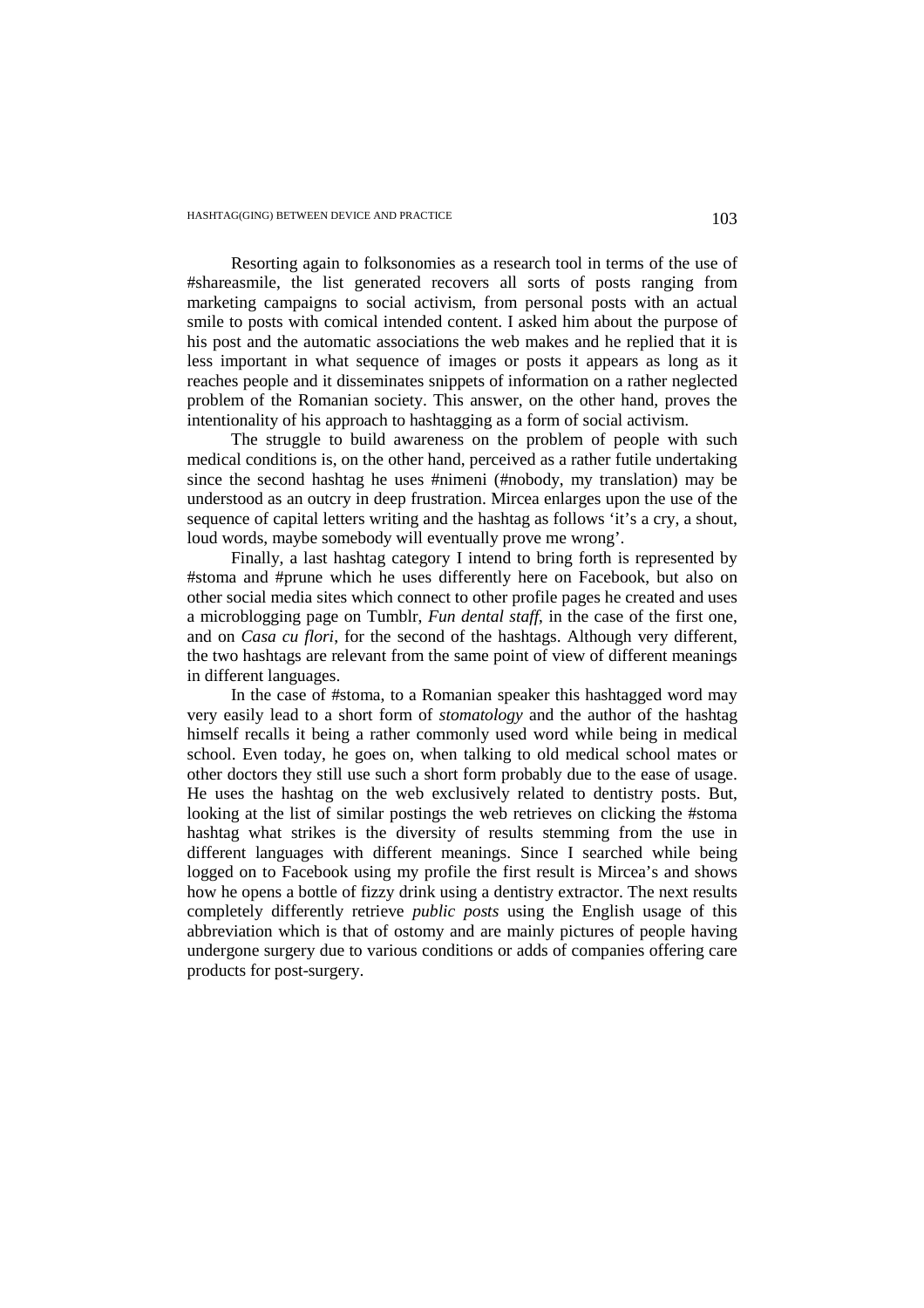Resorting again to folksonomies as a research tool in terms of the use of #shareasmile, the list generated recovers all sorts of posts ranging from marketing campaigns to social activism, from personal posts with an actual smile to posts with comical intended content. I asked him about the purpose of his post and the automatic associations the web makes and he replied that it is less important in what sequence of images or posts it appears as long as it reaches people and it disseminates snippets of information on a rather neglected problem of the Romanian society. This answer, on the other hand, proves the intentionality of his approach to hashtagging as a form of social activism.

The struggle to build awareness on the problem of people with such medical conditions is, on the other hand, perceived as a rather futile undertaking since the second hashtag he uses #nimeni (#nobody, my translation) may be understood as an outcry in deep frustration. Mircea enlarges upon the use of the sequence of capital letters writing and the hashtag as follows 'it's a cry, a shout, loud words, maybe somebody will eventually prove me wrong'.

Finally, a last hashtag category I intend to bring forth is represented by #stoma and #prune which he uses differently here on Facebook, but also on other social media sites which connect to other profile pages he created and uses a microblogging page on Tumblr, *Fun dental staff*, in the case of the first one, and on *Casa cu flori*, for the second of the hashtags. Although very different, the two hashtags are relevant from the same point of view of different meanings in different languages.

In the case of #stoma, to a Romanian speaker this hashtagged word may very easily lead to a short form of *stomatology* and the author of the hashtag himself recalls it being a rather commonly used word while being in medical school. Even today, he goes on, when talking to old medical school mates or other doctors they still use such a short form probably due to the ease of usage. He uses the hashtag on the web exclusively related to dentistry posts. But, looking at the list of similar postings the web retrieves on clicking the #stoma hashtag what strikes is the diversity of results stemming from the use in different languages with different meanings. Since I searched while being logged on to Facebook using my profile the first result is Mircea's and shows how he opens a bottle of fizzy drink using a dentistry extractor. The next results completely differently retrieve *public posts* using the English usage of this abbreviation which is that of ostomy and are mainly pictures of people having undergone surgery due to various conditions or adds of companies offering care products for post-surgery.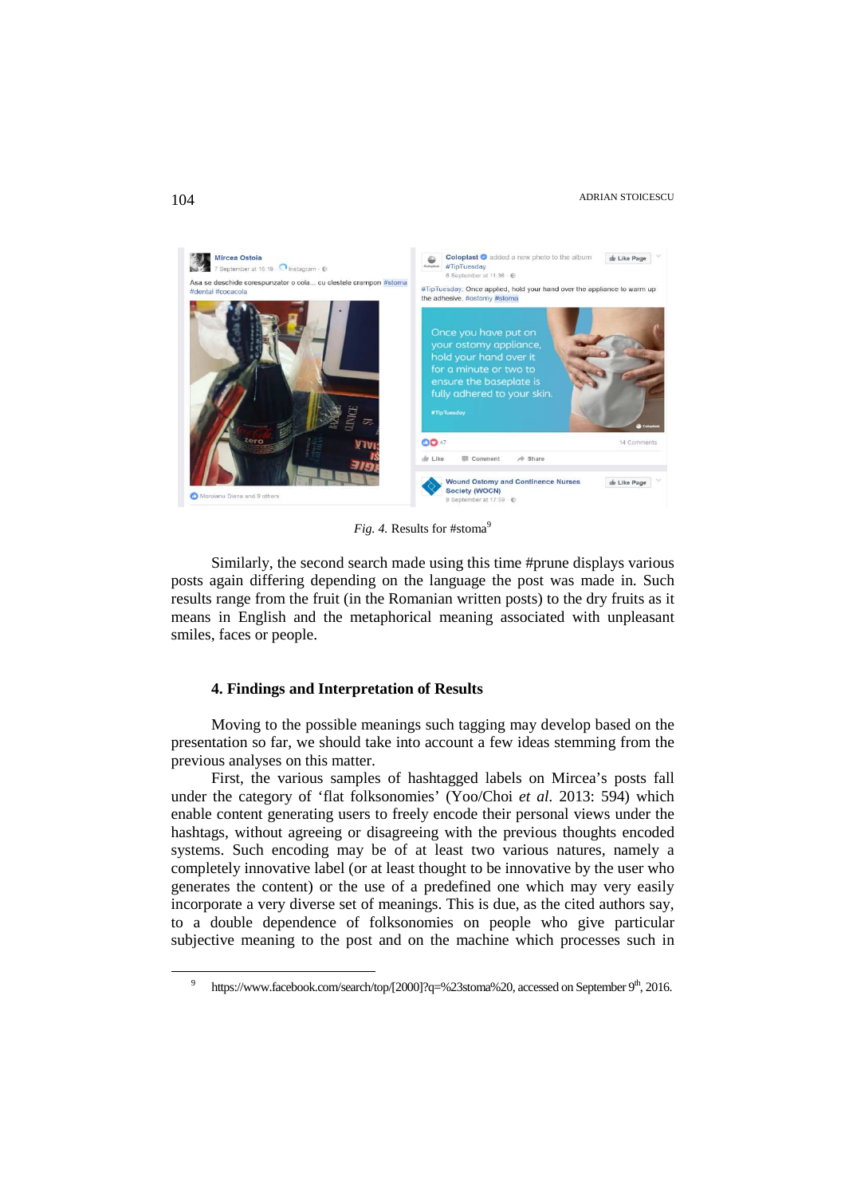*Fig. 4.* Results for #stoma[9]

Similarly, the second search made using this time #prune displays various posts again differing depending on the language the post was made in. Such results range from the fruit (in the Romanian written posts) to the dry fruits as it means in English and the metaphorical meaning associated with unpleasant smiles, faces or people.

#### 4. Findings and Interpretation of Results

Moving to the possible meanings such tagging may develop based on the presentation so far, we should take into account a few ideas stemming from the previous analyses on this matter.

First, the various samples of hashtagged labels on Mircea's posts fall under the category of 'flat folksonomies' (Yoo/Choi *et al*. 2013: 594) which enable content generating users to freely encode their personal views under the hashtags, without agreeing or disagreeing with the previous thoughts encoded systems. Such encoding may be of at least two various natures, namely a completely innovative label (or at least thought to be innovative by the user who generates the content) or the use of a predefined one which may very easily incorporate a very diverse set of meanings. This is due, as the cited authors say, to a double dependence of folksonomies on people who give particular subjective meaning to the post and on the machine which processes such in

---

[9] https://www.facebook.com/search/top/[2000]?q=%23stoma%20, accessed on September 9th, 2016.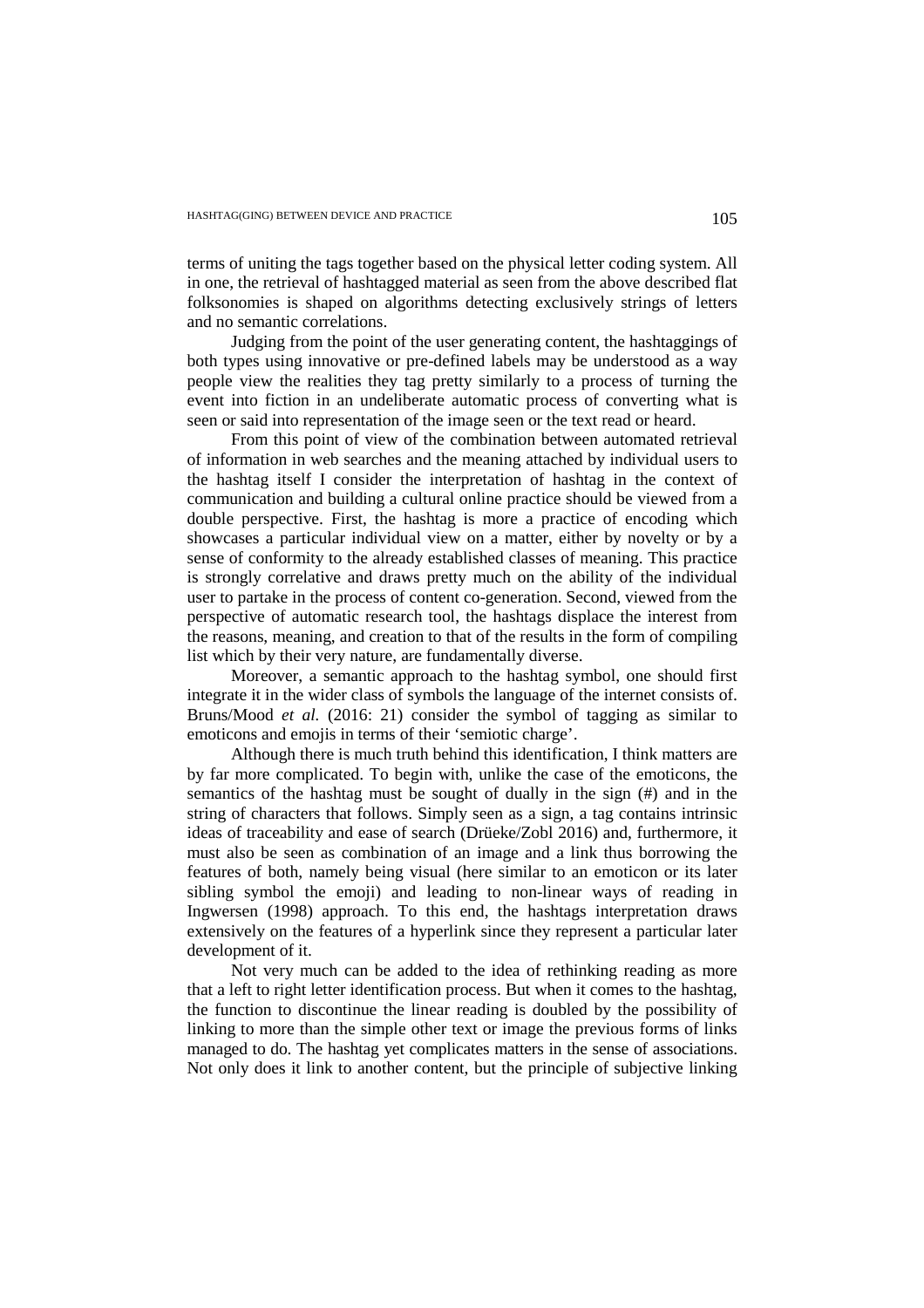terms of uniting the tags together based on the physical letter coding system. All in one, the retrieval of hashtagged material as seen from the above described flat folksonomies is shaped on algorithms detecting exclusively strings of letters and no semantic correlations.

Judging from the point of the user generating content, the hashtaggings of both types using innovative or pre-defined labels may be understood as a way people view the realities they tag pretty similarly to a process of turning the event into fiction in an undeliberate automatic process of converting what is seen or said into representation of the image seen or the text read or heard.

From this point of view of the combination between automated retrieval of information in web searches and the meaning attached by individual users to the hashtag itself I consider the interpretation of hashtag in the context of communication and building a cultural online practice should be viewed from a double perspective. First, the hashtag is more a practice of encoding which showcases a particular individual view on a matter, either by novelty or by a sense of conformity to the already established classes of meaning. This practice is strongly correlative and draws pretty much on the ability of the individual user to partake in the process of content co-generation. Second, viewed from the perspective of automatic research tool, the hashtags displace the interest from the reasons, meaning, and creation to that of the results in the form of compiling list which by their very nature, are fundamentally diverse.

Moreover, a semantic approach to the hashtag symbol, one should first integrate it in the wider class of symbols the language of the internet consists of. Bruns/Mood *et al.* (2016: 21) consider the symbol of tagging as similar to emoticons and emojis in terms of their 'semiotic charge'.

Although there is much truth behind this identification, I think matters are by far more complicated. To begin with, unlike the case of the emoticons, the semantics of the hashtag must be sought of dually in the sign (#) and in the string of characters that follows. Simply seen as a sign, a tag contains intrinsic ideas of traceability and ease of search (Drüeke/Zobl 2016) and, furthermore, it must also be seen as combination of an image and a link thus borrowing the features of both, namely being visual (here similar to an emoticon or its later sibling symbol the emoji) and leading to non-linear ways of reading in Ingwersen (1998) approach. To this end, the hashtags interpretation draws extensively on the features of a hyperlink since they represent a particular later development of it.

Not very much can be added to the idea of rethinking reading as more that a left to right letter identification process. But when it comes to the hashtag, the function to discontinue the linear reading is doubled by the possibility of linking to more than the simple other text or image the previous forms of links managed to do. The hashtag yet complicates matters in the sense of associations. Not only does it link to another content, but the principle of subjective linking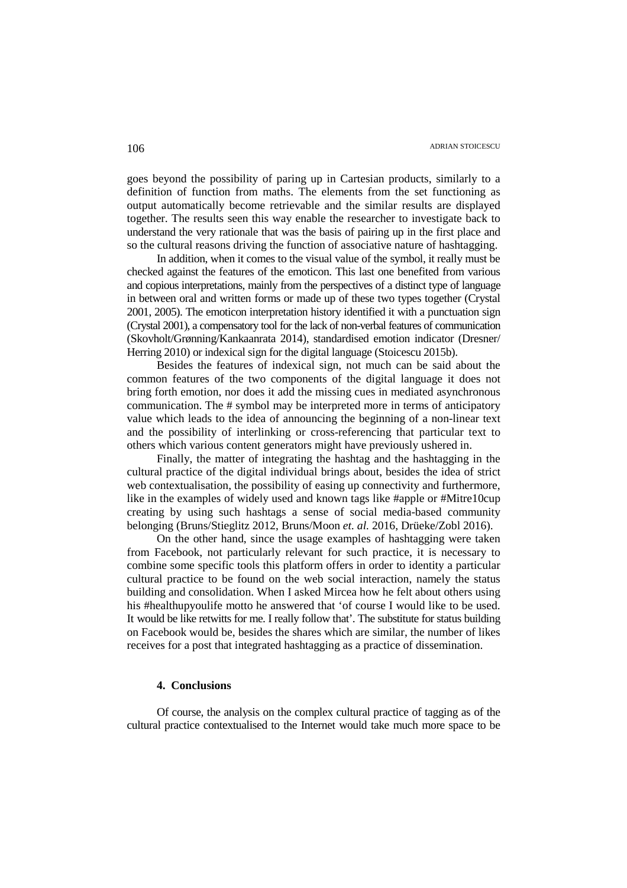goes beyond the possibility of paring up in Cartesian products, similarly to a definition of function from maths. The elements from the set functioning as output automatically become retrievable and the similar results are displayed together. The results seen this way enable the researcher to investigate back to understand the very rationale that was the basis of pairing up in the first place and so the cultural reasons driving the function of associative nature of hashtagging.

In addition, when it comes to the visual value of the symbol, it really must be checked against the features of the emoticon. This last one benefited from various and copious interpretations, mainly from the perspectives of a distinct type of language in between oral and written forms or made up of these two types together (Crystal 2001, 2005). The emoticon interpretation history identified it with a punctuation sign (Crystal 2001), a compensatory tool for the lack of non-verbal features of communication (Skovholt/Grønning/Kankaanrata 2014), standardised emotion indicator (Dresner/Herring 2010) or indexical sign for the digital language (Stoicescu 2015b).

Besides the features of indexical sign, not much can be said about the common features of the two components of the digital language it does not bring forth emotion, nor does it add the missing cues in mediated asynchronous communication. The # symbol may be interpreted more in terms of anticipatory value which leads to the idea of announcing the beginning of a non-linear text and the possibility of interlinking or cross-referencing that particular text to others which various content generators might have previously ushered in.

Finally, the matter of integrating the hashtag and the hashtagging in the cultural practice of the digital individual brings about, besides the idea of strict web contextualisation, the possibility of easing up connectivity and furthermore, like in the examples of widely used and known tags like #apple or #Mitre10cup creating by using such hashtags a sense of social media-based community belonging (Bruns/Stieglitz 2012, Bruns/Moon *et. al.* 2016, Drüeke/Zobl 2016).

On the other hand, since the usage examples of hashtagging were taken from Facebook, not particularly relevant for such practice, it is necessary to combine some specific tools this platform offers in order to identity a particular cultural practice to be found on the web social interaction, namely the status building and consolidation. When I asked Mircea how he felt about others using his #healthupyoulife motto he answered that 'of course I would like to be used. It would be like retwitts for me. I really follow that'. The substitute for status building on Facebook would be, besides the shares which are similar, the number of likes receives for a post that integrated hashtagging as a practice of dissemination.

## 4. Conclusions

Of course, the analysis on the complex cultural practice of tagging as of the cultural practice contextualised to the Internet would take much more space to be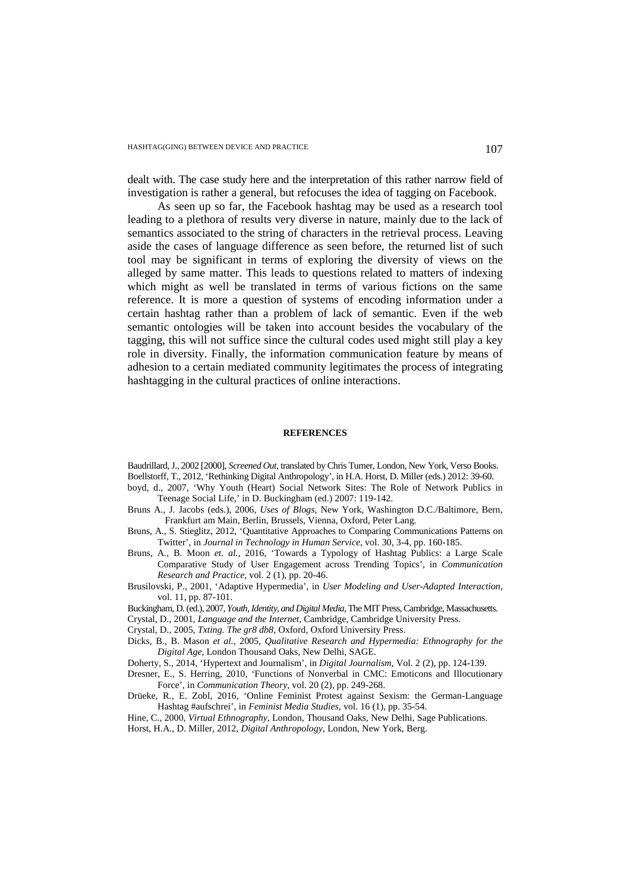dealt with. The case study here and the interpretation of this rather narrow field of investigation is rather a general, but refocuses the idea of tagging on Facebook.

As seen up so far, the Facebook hashtag may be used as a research tool leading to a plethora of results very diverse in nature, mainly due to the lack of semantics associated to the string of characters in the retrieval process. Leaving aside the cases of language difference as seen before, the returned list of such tool may be significant in terms of exploring the diversity of views on the alleged by same matter. This leads to questions related to matters of indexing which might as well be translated in terms of various fictions on the same reference. It is more a question of systems of encoding information under a certain hashtag rather than a problem of lack of semantic. Even if the web semantic ontologies will be taken into account besides the vocabulary of the tagging, this will not suffice since the cultural codes used might still play a key role in diversity. Finally, the information communication feature by means of adhesion to a certain mediated community legitimates the process of integrating hashtagging in the cultural practices of online interactions.

## REFERENCES

Baudrillard, J., 2002 [2000], *Screened Out*, translated by Chris Turner, London, New York, Verso Books.

Boellstorff, T., 2012, 'Rethinking Digital Anthropology', in H.A. Horst, D. Miller (eds.) 2012: 39-60.

boyd, d., 2007, 'Why Youth (Heart) Social Network Sites: The Role of Network Publics in Teenage Social Life,' in D. Buckingham (ed.) 2007: 119-142.

Bruns A., J. Jacobs (eds.), 2006, *Uses of Blogs*, New York, Washington D.C./Baltimore, Bern, Frankfurt am Main, Berlin, Brussels, Vienna, Oxford, Peter Lang.

Bruns, A., S. Stieglitz, 2012, 'Quantitative Approaches to Comparing Communications Patterns on Twitter', in *Journal in Technology in Human Service*, vol. 30, 3-4, pp. 160-185.

Bruns, A., B. Moon *et. al.*, 2016, 'Towards a Typology of Hashtag Publics: a Large Scale Comparative Study of User Engagement across Trending Topics', in *Communication Research and Practice*, vol. 2 (1), pp. 20-46.

Brusilovski, P., 2001, 'Adaptive Hypermedia', in *User Modeling and User-Adapted Interaction*, vol. 11, pp. 87-101.

Buckingham, D. (ed.), 2007, *Youth, Identity, and Digital Media*, The MIT Press, Cambridge, Massachusetts.

Crystal, D., 2001, *Language and the Internet*, Cambridge, Cambridge University Press.

Crystal, D., 2005, *Txting. The gr8 db8*, Oxford, Oxford University Press.

Dicks, B., B. Mason *et al.*, 2005, *Qualitative Research and Hypermedia: Ethnography for the Digital Age*, London Thousand Oaks, New Delhi, SAGE.

Doherty, S., 2014, 'Hypertext and Journalism', in *Digital Journalism*, Vol. 2 (2), pp. 124-139.

Dresner, E., S. Herring, 2010, 'Functions of Nonverbal in CMC: Emoticons and Illocutionary Force', in *Communication Theory*, vol. 20 (2), pp. 249-268.

Drüeke, R., E. Zobl, 2016, 'Online Feminist Protest against Sexism: the German-Language Hashtag #aufschrei', in *Feminist Media Studies*, vol. 16 (1), pp. 35-54.

Hine, C., 2000, *Virtual Ethnography*, London, Thousand Oaks, New Delhi, Sage Publications.

Horst, H.A., D. Miller, 2012, *Digital Anthropology*, London, New York, Berg.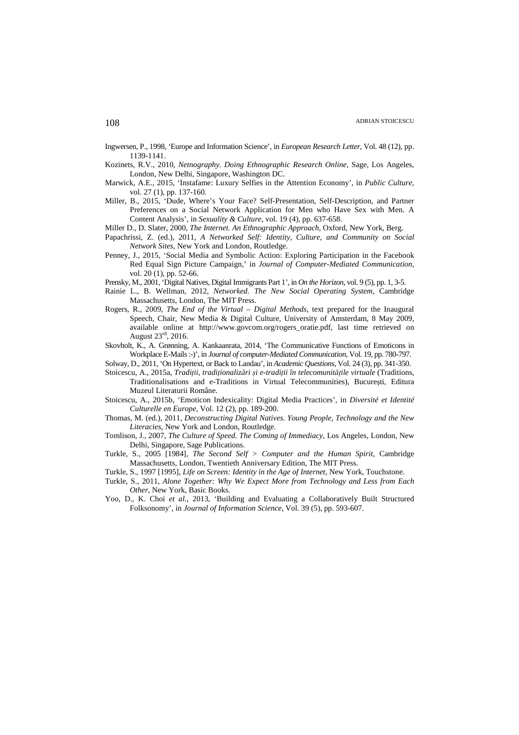Ingwersen, P., 1998, 'Europe and Information Science', in *European Research Letter*, Vol. 48 (12), pp. 1139-1141.

Kozinets, R.V., 2010, *Netnography. Doing Ethnographic Research Online*, Sage, Los Angeles, London, New Delhi, Singapore, Washington DC.

Marwick, A.E., 2015, 'Instafame: Luxury Selfies in the Attention Economy', in *Public Culture*, vol. 27 (1), pp. 137-160.

Miller, B., 2015, 'Dude, Where's Your Face? Self-Presentation, Self-Description, and Partner Preferences on a Social Network Application for Men who Have Sex with Men. A Content Analysis', in *Sexuality & Culture*, vol. 19 (4), pp. 637-658.

Miller D., D. Slater, 2000, *The Internet. An Ethnographic Approach*, Oxford, New York, Berg.

Papachrissi, Z. (ed.), 2011, *A Networked Self: Identity, Culture, and Community on Social Network Sites*, New York and London, Routledge.

Penney, J., 2015, 'Social Media and Symbolic Action: Exploring Participation in the Facebook Red Equal Sign Picture Campaign,' in *Journal of Computer-Mediated Communication*, vol. 20 (1), pp. 52-66.

Prensky, M., 2001, 'Digital Natives, Digital Immigrants Part 1', in *On the Horizon*, vol. 9 (5), pp. 1, 3-5.

Rainie L., B. Wellman, 2012, *Networked. The New Social Operating System*, Cambridge Massachusetts, London, The MIT Press.

Rogers, R., 2009, *The End of the Virtual – Digital Methods*, text prepared for the Inaugural Speech, Chair, New Media & Digital Culture, University of Amsterdam, 8 May 2009, available online at http://www.govcom.org/rogers_oratie.pdf, last time retrieved on August 23rd, 2016.

Skovholt, K., A. Grønning, A. Kankaanrata, 2014, 'The Communicative Functions of Emoticons in Workplace E-Mails :-)', in *Journal of computer-Mediated Communication*, Vol. 19, pp. 780-797.

Solway, D., 2011, 'On Hypertext, or Back to Landau', in *Academic Questions*, Vol. 24 (3), pp. 341-350.

Stoicescu, A., 2015a, *Tradiții, tradiționalizări și e-tradiții în telecomunitățile virtuale* (Traditions, Traditionalisations and e-Traditions in Virtual Telecommunities), București, Editura Muzeul Literaturii Române.

Stoicescu, A., 2015b, 'Emoticon Indexicality: Digital Media Practices', in *Diversité et Identité Culturelle en Europe*, Vol. 12 (2), pp. 189-200.

Thomas, M. (ed.), 2011, *Deconstructing Digital Natives. Young People, Technology and the New Literacies*, New York and London, Routledge.

Tomlison, J., 2007, *The Culture of Speed. The Coming of Immediacy*, Los Angeles, London, New Delhi, Singapore, Sage Publications.

Turkle, S., 2005 [1984], *The Second Self > Computer and the Human Spirit*, Cambridge Massachusetts, London, Twentieth Anniversary Edition, The MIT Press.

Turkle, S., 1997 [1995], *Life on Screen: Identity in the Age of Internet*, New York, Touchstone.

Turkle, S., 2011, *Alone Together: Why We Expect More from Technology and Less from Each Other*, New York, Basic Books.

Yoo, D., K. Choi *et al.*, 2013, 'Building and Evaluating a Collaboratively Built Structured Folksonomy', in *Journal of Information Science*, Vol. 39 (5), pp. 593-607.